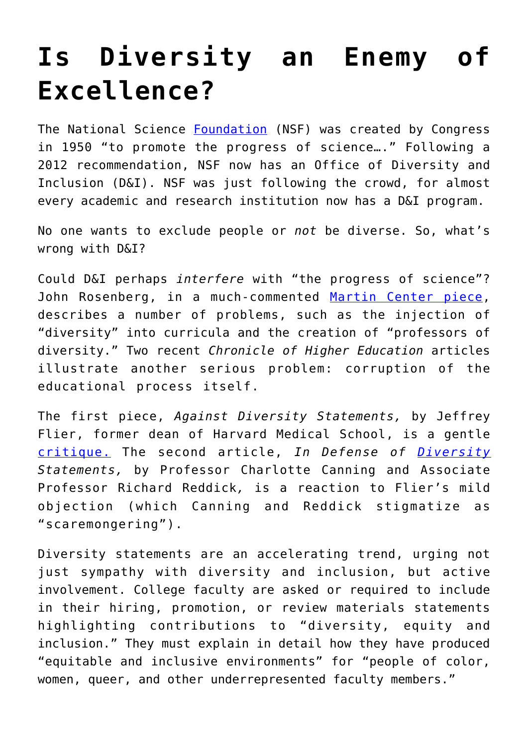# Is Diversity an Enemy of Excellence?

The National Science Foundation (NSF) was created by Congress in 1950 "to promote the progress of science…." Following a 2012 recommendation, NSF now has an Office of Diversity and Inclusion (D&I). NSF was just following the crowd, for almost every academic and research institution now has a D&I program.

No one wants to exclude people or *not* be diverse. So, what's wrong with D&I?

Could D&I perhaps *interfere* with "the progress of science"? John Rosenberg, in a much-commented Martin Center piece, describes a number of problems, such as the injection of "diversity" into curricula and the creation of "professors of diversity." Two recent *Chronicle of Higher Education* articles illustrate another serious problem: corruption of the educational process itself.

The first piece, *Against Diversity Statements,* by Jeffrey Flier, former dean of Harvard Medical School, is a gentle critique. The second article, *In Defense of Diversity Statements,* by Professor Charlotte Canning and Associate Professor Richard Reddick, is a reaction to Flier's mild objection (which Canning and Reddick stigmatize as "scaremongering").

Diversity statements are an accelerating trend, urging not just sympathy with diversity and inclusion, but active involvement. College faculty are asked or required to include in their hiring, promotion, or review materials statements highlighting contributions to "diversity, equity and inclusion." They must explain in detail how they have produced "equitable and inclusive environments" for "people of color, women, queer, and other underrepresented faculty members."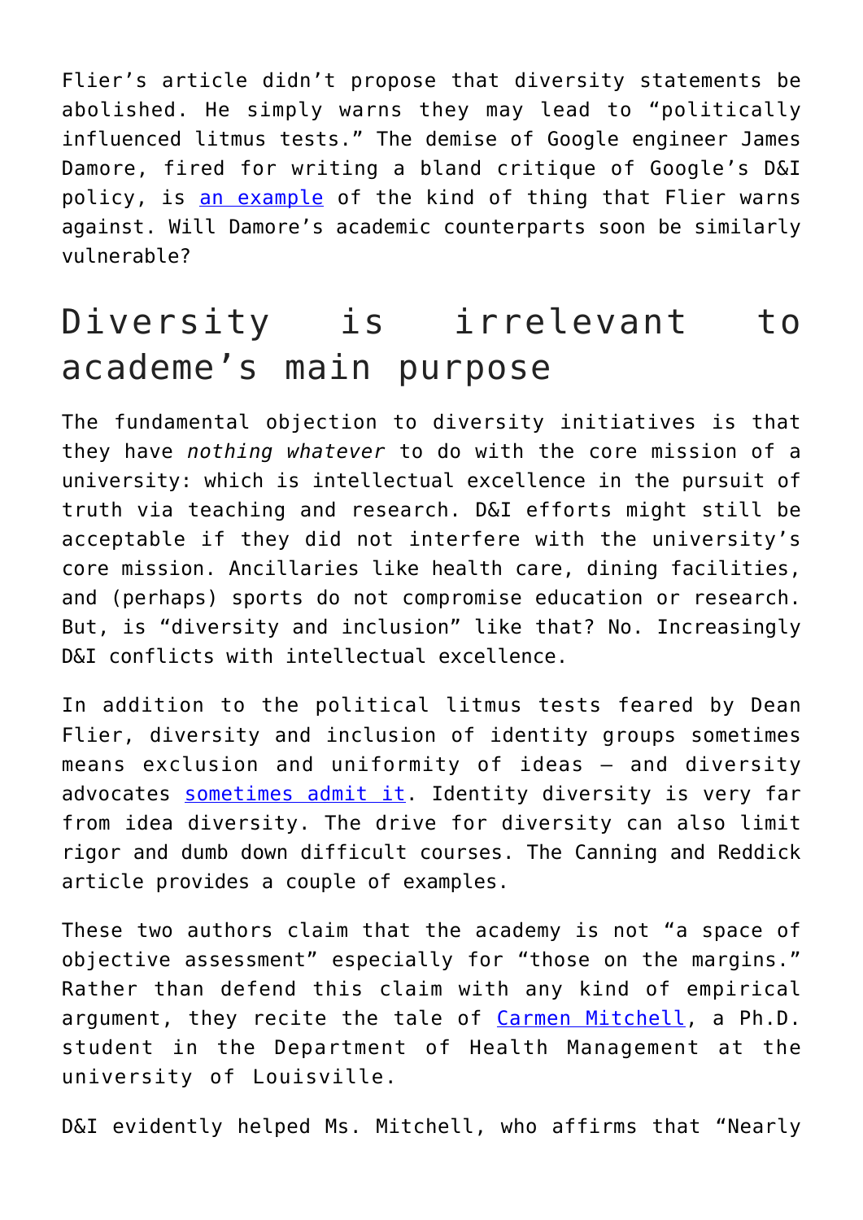Flier's article didn't propose that diversity statements be abolished. He simply warns they may lead to "politically influenced litmus tests." The demise of Google engineer James Damore, fired for writing a bland critique of Google's D&I policy, is [an example](#) of the kind of thing that Flier warns against. Will Damore's academic counterparts soon be similarly vulnerable?

## Diversity is irrelevant to academe's main purpose

The fundamental objection to diversity initiatives is that they have *nothing whatever* to do with the core mission of a university: which is intellectual excellence in the pursuit of truth via teaching and research. D&I efforts might still be acceptable if they did not interfere with the university's core mission. Ancillaries like health care, dining facilities, and (perhaps) sports do not compromise education or research. But, is "diversity and inclusion" like that? No. Increasingly D&I conflicts with intellectual excellence.

In addition to the political litmus tests feared by Dean Flier, diversity and inclusion of identity groups sometimes means exclusion and uniformity of ideas – and diversity advocates [sometimes admit it](#). Identity diversity is very far from idea diversity. The drive for diversity can also limit rigor and dumb down difficult courses. The Canning and Reddick article provides a couple of examples.

These two authors claim that the academy is not "a space of objective assessment" especially for "those on the margins." Rather than defend this claim with any kind of empirical argument, they recite the tale of [Carmen Mitchell](#), a Ph.D. student in the Department of Health Management at the university of Louisville.

D&I evidently helped Ms. Mitchell, who affirms that "Nearly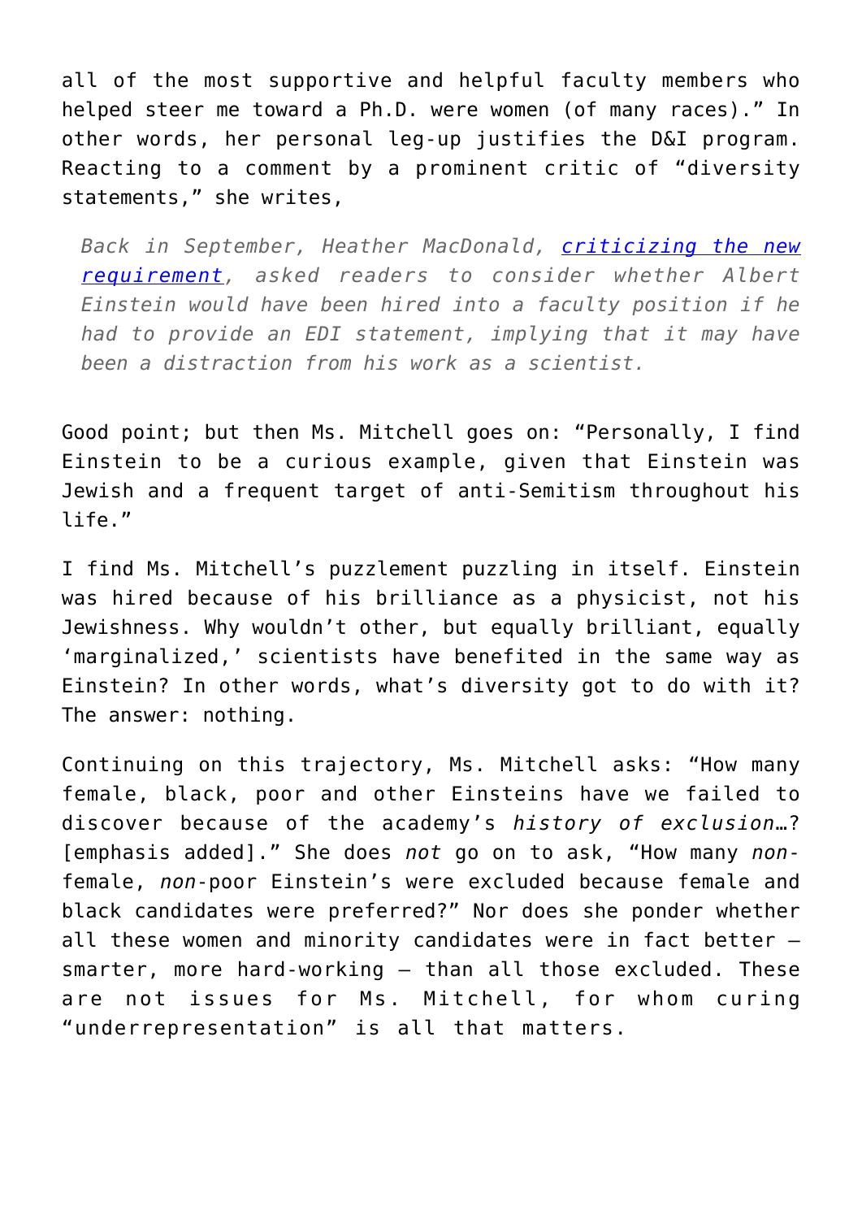all of the most supportive and helpful faculty members who helped steer me toward a Ph.D. were women (of many races)." In other words, her personal leg-up justifies the D&I program. Reacting to a comment by a prominent critic of "diversity statements," she writes,

> *Back in September, Heather MacDonald, [criticizing the new requirement](), asked readers to consider whether Albert Einstein would have been hired into a faculty position if he had to provide an EDI statement, implying that it may have been a distraction from his work as a scientist.*

Good point; but then Ms. Mitchell goes on: "Personally, I find Einstein to be a curious example, given that Einstein was Jewish and a frequent target of anti-Semitism throughout his life."

I find Ms. Mitchell's puzzlement puzzling in itself. Einstein was hired because of his brilliance as a physicist, not his Jewishness. Why wouldn't other, but equally brilliant, equally 'marginalized,' scientists have benefited in the same way as Einstein? In other words, what's diversity got to do with it? The answer: nothing.

Continuing on this trajectory, Ms. Mitchell asks: "How many female, black, poor and other Einsteins have we failed to discover because of the academy's *history of exclusion*…? [emphasis added]." She does *not* go on to ask, "How many *non*-female, *non*-poor Einstein's were excluded because female and black candidates were preferred?" Nor does she ponder whether all these women and minority candidates were in fact better – smarter, more hard-working – than all those excluded. These are not issues for Ms. Mitchell, for whom curing "underrepresentation" is all that matters.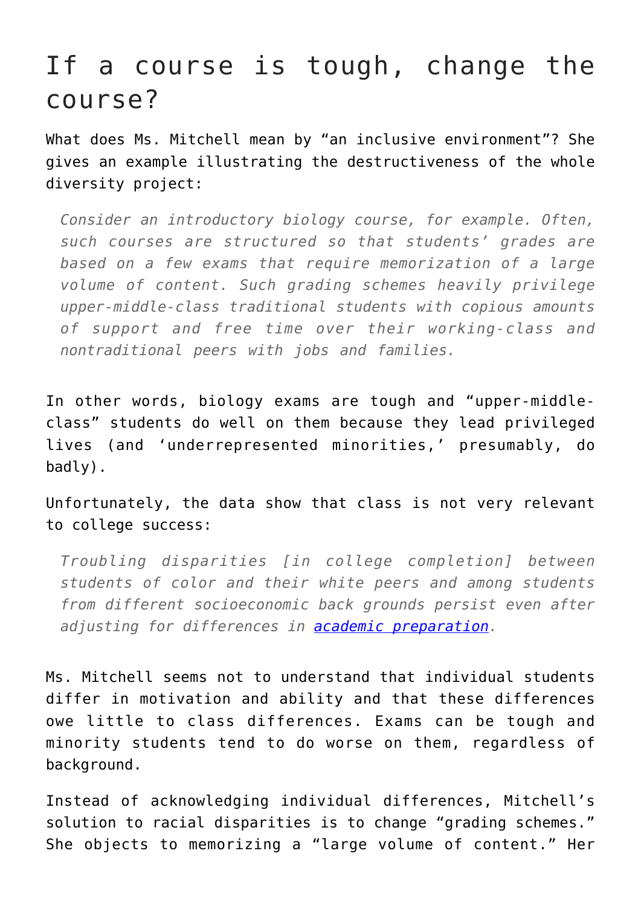# If a course is tough, change the course?

What does Ms. Mitchell mean by “an inclusive environment”? She gives an example illustrating the destructiveness of the whole diversity project:

> *Consider an introductory biology course, for example. Often, such courses are structured so that students’ grades are based on a few exams that require memorization of a large volume of content. Such grading schemes heavily privilege upper-middle-class traditional students with copious amounts of support and free time over their working-class and nontraditional peers with jobs and families.*

In other words, biology exams are tough and “upper-middle-class” students do well on them because they lead privileged lives (and ‘underrepresented minorities,’ presumably, do badly).

Unfortunately, the data show that class is not very relevant to college success:

> *Troubling disparities [in college completion] between students of color and their white peers and among students from different socioeconomic back grounds persist even after adjusting for differences in [academic preparation](academic preparation).*

Ms. Mitchell seems not to understand that individual students differ in motivation and ability and that these differences owe little to class differences. Exams can be tough and minority students tend to do worse on them, regardless of background.

Instead of acknowledging individual differences, Mitchell’s solution to racial disparities is to change “grading schemes.” She objects to memorizing a “large volume of content.” Her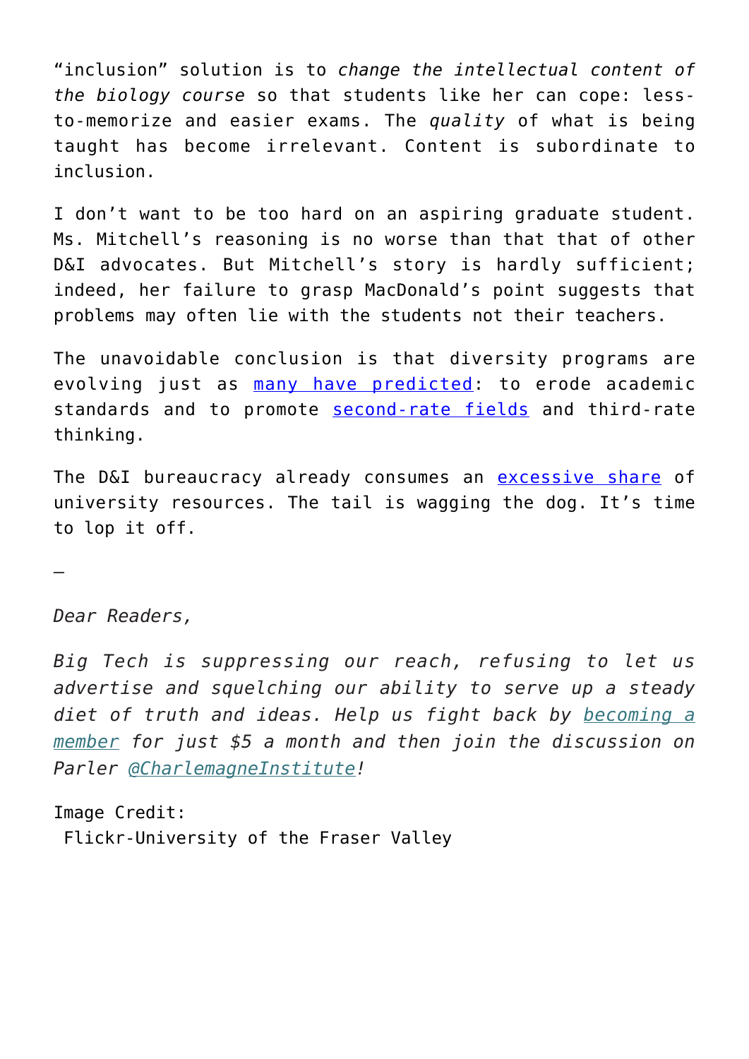"inclusion" solution is to *change the intellectual content of the biology course* so that students like her can cope: less-to-memorize and easier exams. The *quality* of what is being taught has become irrelevant. Content is subordinate to inclusion.

I don't want to be too hard on an aspiring graduate student. Ms. Mitchell's reasoning is no worse than that that of other D&I advocates. But Mitchell's story is hardly sufficient; indeed, her failure to grasp MacDonald's point suggests that problems may often lie with the students not their teachers.

The unavoidable conclusion is that diversity programs are evolving just as many have predicted: to erode academic standards and to promote second-rate fields and third-rate thinking.

The D&I bureaucracy already consumes an excessive share of university resources. The tail is wagging the dog. It's time to lop it off.

—

*Dear Readers,*

*Big Tech is suppressing our reach, refusing to let us advertise and squelching our ability to serve up a steady diet of truth and ideas. Help us fight back by becoming a member for just $5 a month and then join the discussion on Parler @CharlemagneInstitute!*

Image Credit:
Flickr-University of the Fraser Valley